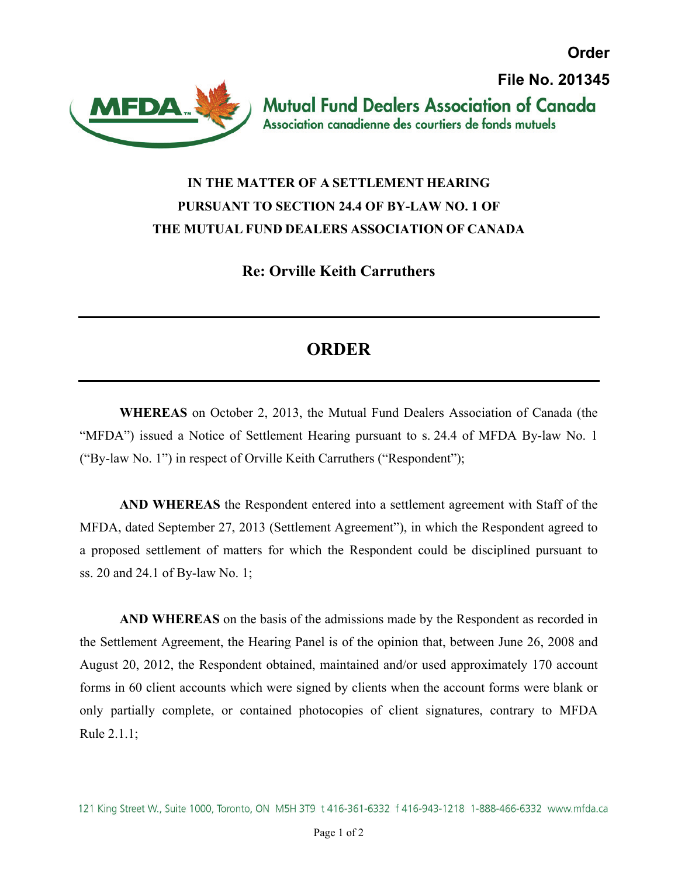**Order**

**File No. 201345**

**Mutual Fund Dealers Association of Canada**
Association canadienne des courtiers de fonds mutuels

**IN THE MATTER OF A SETTLEMENT HEARING PURSUANT TO SECTION 24.4 OF BY-LAW NO. 1 OF THE MUTUAL FUND DEALERS ASSOCIATION OF CANADA**

**Re: Orville Keith Carruthers**

---

# ORDER

---

**WHEREAS** on October 2, 2013, the Mutual Fund Dealers Association of Canada (the "MFDA") issued a Notice of Settlement Hearing pursuant to s. 24.4 of MFDA By-law No. 1 ("By-law No. 1") in respect of Orville Keith Carruthers ("Respondent");

**AND WHEREAS** the Respondent entered into a settlement agreement with Staff of the MFDA, dated September 27, 2013 (Settlement Agreement"), in which the Respondent agreed to a proposed settlement of matters for which the Respondent could be disciplined pursuant to ss. 20 and 24.1 of By-law No. 1;

**AND WHEREAS** on the basis of the admissions made by the Respondent as recorded in the Settlement Agreement, the Hearing Panel is of the opinion that, between June 26, 2008 and August 20, 2012, the Respondent obtained, maintained and/or used approximately 170 account forms in 60 client accounts which were signed by clients when the account forms were blank or only partially complete, or contained photocopies of client signatures, contrary to MFDA Rule 2.1.1;

121 King Street W., Suite 1000, Toronto, ON M5H 3T9 t 416-361-6332 f 416-943-1218 1-888-466-6332 www.mfda.ca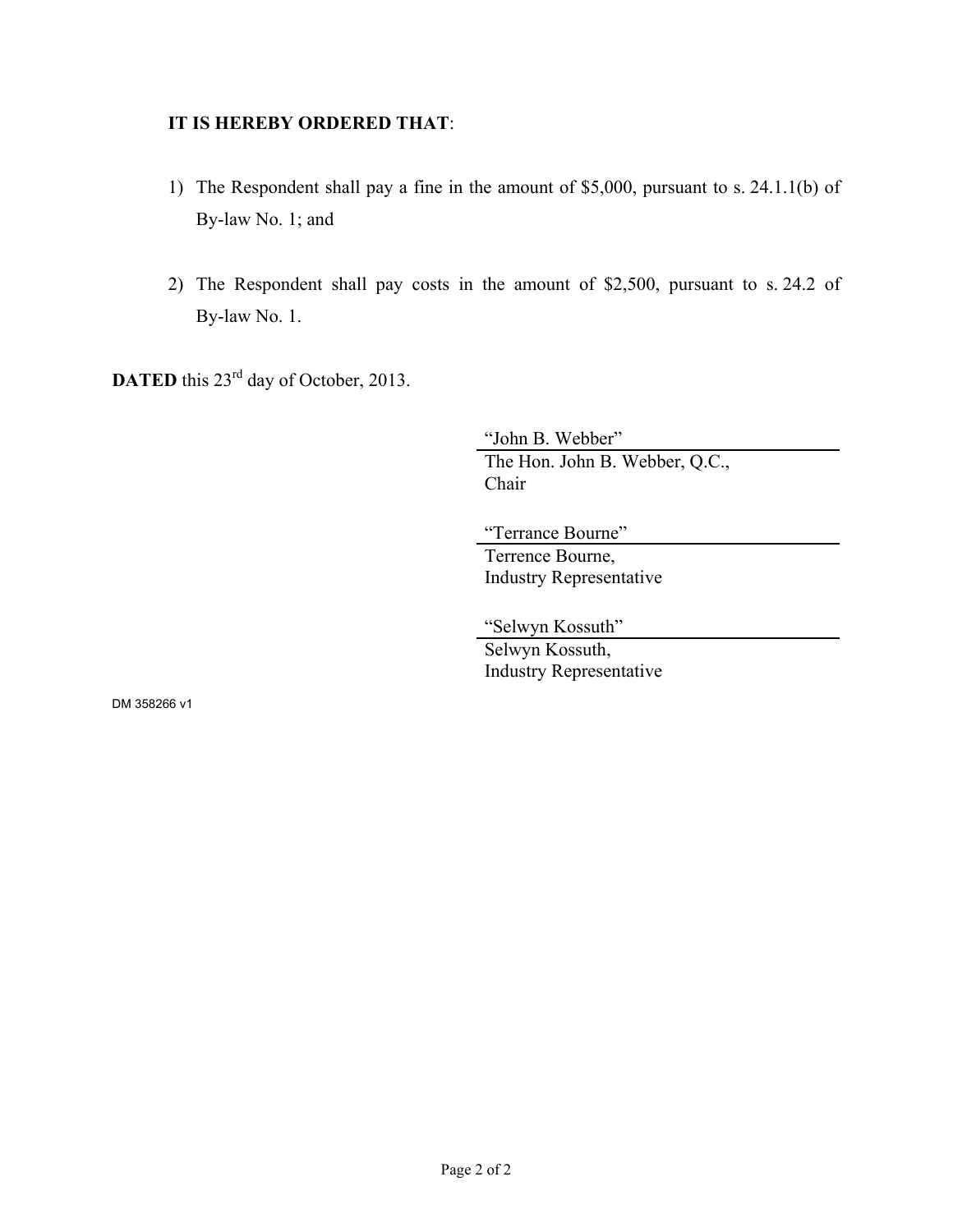**IT IS HEREBY ORDERED THAT**:

1) The Respondent shall pay a fine in the amount of $5,000, pursuant to s. 24.1.1(b) of By-law No. 1; and

2) The Respondent shall pay costs in the amount of $2,500, pursuant to s. 24.2 of By-law No. 1.

**DATED** this 23rd day of October, 2013.

"John B. Webber"
The Hon. John B. Webber, Q.C.,
Chair

"Terrance Bourne"
Terrence Bourne,
Industry Representative

"Selwyn Kossuth"
Selwyn Kossuth,
Industry Representative

DM 358266 v1